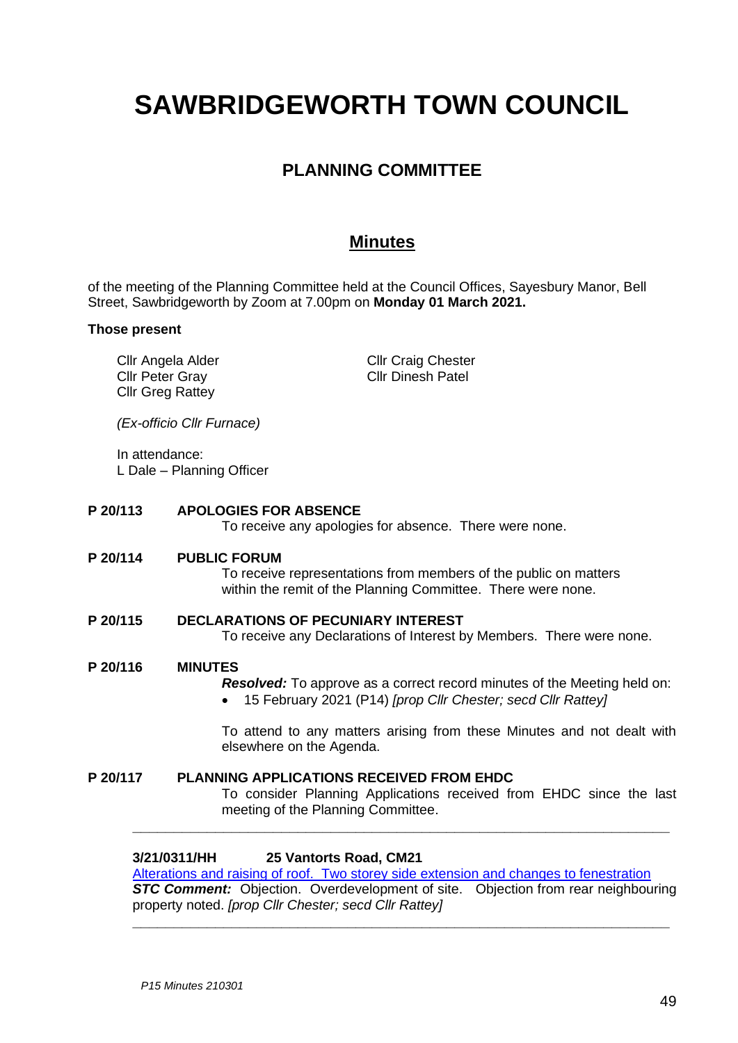# SAWBRIDGEWORTH TOWN COUNCIL

## PLANNING COMMITTEE

## Minutes

of the meeting of the Planning Committee held at the Council Offices, Sayesbury Manor, Bell Street, Sawbridgeworth by Zoom at 7.00pm on **Monday 01 March 2021.**

**Those present**

Cllr Angela Alder
Cllr Peter Gray
Cllr Greg Rattey
Cllr Craig Chester
Cllr Dinesh Patel

*(Ex-officio Cllr Furnace)*

In attendance:
L Dale – Planning Officer

**P 20/113 APOLOGIES FOR ABSENCE**

To receive any apologies for absence. There were none.

**P 20/114 PUBLIC FORUM**

To receive representations from members of the public on matters within the remit of the Planning Committee. There were none.

**P 20/115 DECLARATIONS OF PECUNIARY INTEREST**

To receive any Declarations of Interest by Members. There were none.

**P 20/116 MINUTES**

***Resolved:*** To approve as a correct record minutes of the Meeting held on:

- 15 February 2021 (P14) *[prop Cllr Chester; secd Cllr Rattey]*

To attend to any matters arising from these Minutes and not dealt with elsewhere on the Agenda.

**P 20/117 PLANNING APPLICATIONS RECEIVED FROM EHDC**

To consider Planning Applications received from EHDC since the last meeting of the Planning Committee.

---

**3/21/0311/HH 25 Vantorts Road, CM21**

Alterations and raising of roof. Two storey side extension and changes to fenestration

***STC Comment:*** Objection. Overdevelopment of site. Objection from rear neighbouring property noted. *[prop Cllr Chester; secd Cllr Rattey]*

---

*P15 Minutes 210301*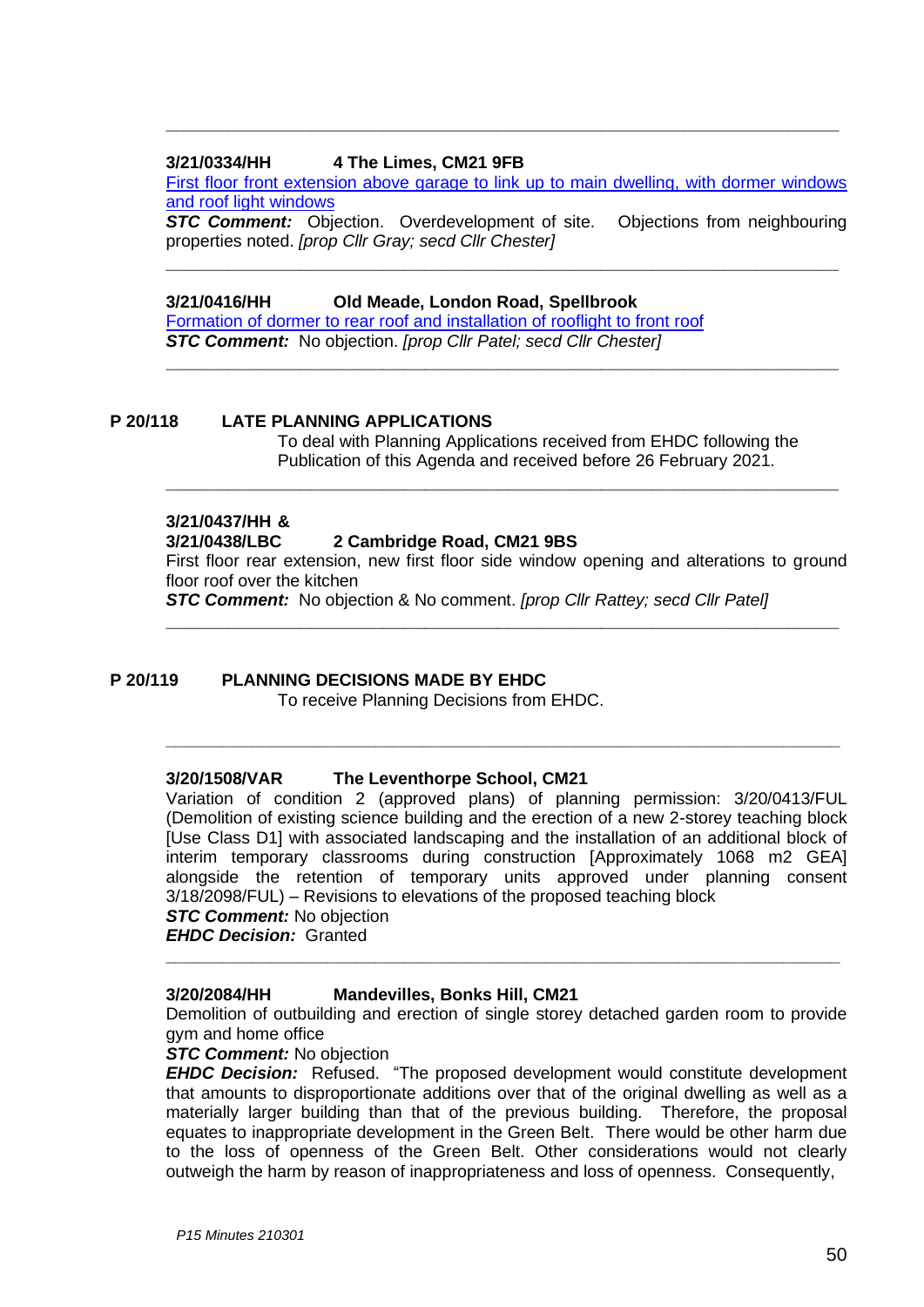---

**3/21/0334/HH 4 The Limes, CM21 9FB**

First floor front extension above garage to link up to main dwelling, with dormer windows and roof light windows

***STC Comment:*** Objection. Overdevelopment of site. Objections from neighbouring properties noted. *[prop Cllr Gray; secd Cllr Chester]*

---

**3/21/0416/HH Old Meade, London Road, Spellbrook**

Formation of dormer to rear roof and installation of rooflight to front roof

***STC Comment:*** No objection. *[prop Cllr Patel; secd Cllr Chester]*

---

**P 20/118 LATE PLANNING APPLICATIONS**

To deal with Planning Applications received from EHDC following the Publication of this Agenda and received before 26 February 2021.

---

**3/21/0437/HH &**
**3/21/0438/LBC 2 Cambridge Road, CM21 9BS**

First floor rear extension, new first floor side window opening and alterations to ground floor roof over the kitchen

***STC Comment:*** No objection & No comment. *[prop Cllr Rattey; secd Cllr Patel]*

---

**P 20/119 PLANNING DECISIONS MADE BY EHDC**

To receive Planning Decisions from EHDC.

---

**3/20/1508/VAR The Leventhorpe School, CM21**

Variation of condition 2 (approved plans) of planning permission: 3/20/0413/FUL (Demolition of existing science building and the erection of a new 2-storey teaching block [Use Class D1] with associated landscaping and the installation of an additional block of interim temporary classrooms during construction [Approximately 1068 m2 GEA] alongside the retention of temporary units approved under planning consent 3/18/2098/FUL) – Revisions to elevations of the proposed teaching block

***STC Comment:*** No objection

***EHDC Decision:*** Granted

---

**3/20/2084/HH Mandevilles, Bonks Hill, CM21**

Demolition of outbuilding and erection of single storey detached garden room to provide gym and home office

***STC Comment:*** No objection

***EHDC Decision:*** Refused. "The proposed development would constitute development that amounts to disproportionate additions over that of the original dwelling as well as a materially larger building than that of the previous building. Therefore, the proposal equates to inappropriate development in the Green Belt. There would be other harm due to the loss of openness of the Green Belt. Other considerations would not clearly outweigh the harm by reason of inappropriateness and loss of openness. Consequently,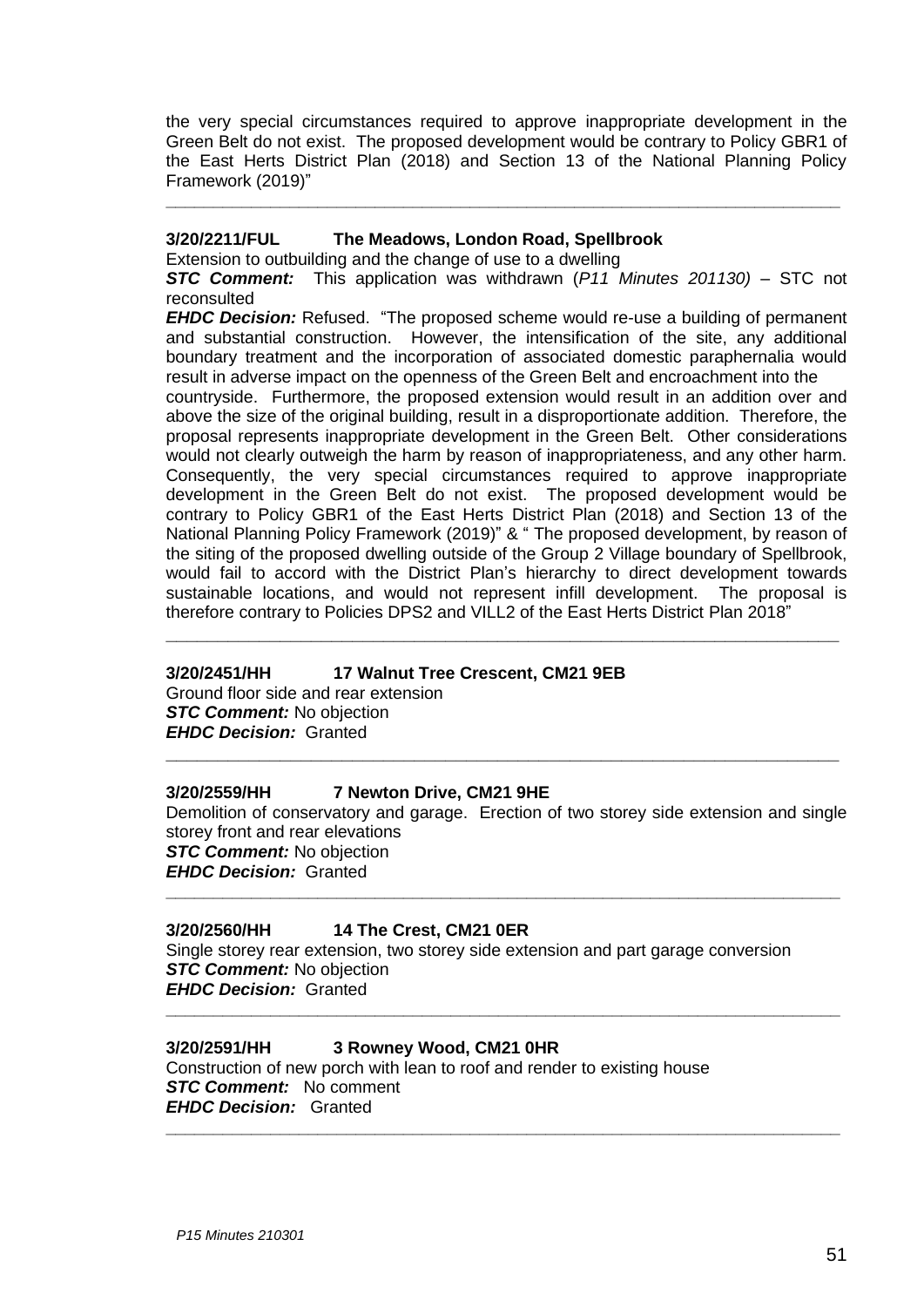the very special circumstances required to approve inappropriate development in the Green Belt do not exist. The proposed development would be contrary to Policy GBR1 of the East Herts District Plan (2018) and Section 13 of the National Planning Policy Framework (2019)"

---

**3/20/2211/FUL The Meadows, London Road, Spellbrook**

Extension to outbuilding and the change of use to a dwelling

***STC Comment:*** This application was withdrawn (*P11 Minutes 201130)* – STC not reconsulted

***EHDC Decision:*** Refused. "The proposed scheme would re-use a building of permanent and substantial construction. However, the intensification of the site, any additional boundary treatment and the incorporation of associated domestic paraphernalia would result in adverse impact on the openness of the Green Belt and encroachment into the countryside. Furthermore, the proposed extension would result in an addition over and above the size of the original building, result in a disproportionate addition. Therefore, the proposal represents inappropriate development in the Green Belt. Other considerations would not clearly outweigh the harm by reason of inappropriateness, and any other harm. Consequently, the very special circumstances required to approve inappropriate development in the Green Belt do not exist. The proposed development would be contrary to Policy GBR1 of the East Herts District Plan (2018) and Section 13 of the National Planning Policy Framework (2019)" & " The proposed development, by reason of the siting of the proposed dwelling outside of the Group 2 Village boundary of Spellbrook, would fail to accord with the District Plan's hierarchy to direct development towards sustainable locations, and would not represent infill development. The proposal is therefore contrary to Policies DPS2 and VILL2 of the East Herts District Plan 2018"

---

**3/20/2451/HH 17 Walnut Tree Crescent, CM21 9EB**

Ground floor side and rear extension

***STC Comment:*** No objection

***EHDC Decision:*** Granted

---

**3/20/2559/HH 7 Newton Drive, CM21 9HE**

Demolition of conservatory and garage. Erection of two storey side extension and single storey front and rear elevations

***STC Comment:*** No objection

***EHDC Decision:*** Granted

---

**3/20/2560/HH 14 The Crest, CM21 0ER**

Single storey rear extension, two storey side extension and part garage conversion

***STC Comment:*** No objection

***EHDC Decision:*** Granted

---

**3/20/2591/HH 3 Rowney Wood, CM21 0HR**

Construction of new porch with lean to roof and render to existing house

***STC Comment:*** No comment

***EHDC Decision:*** Granted

---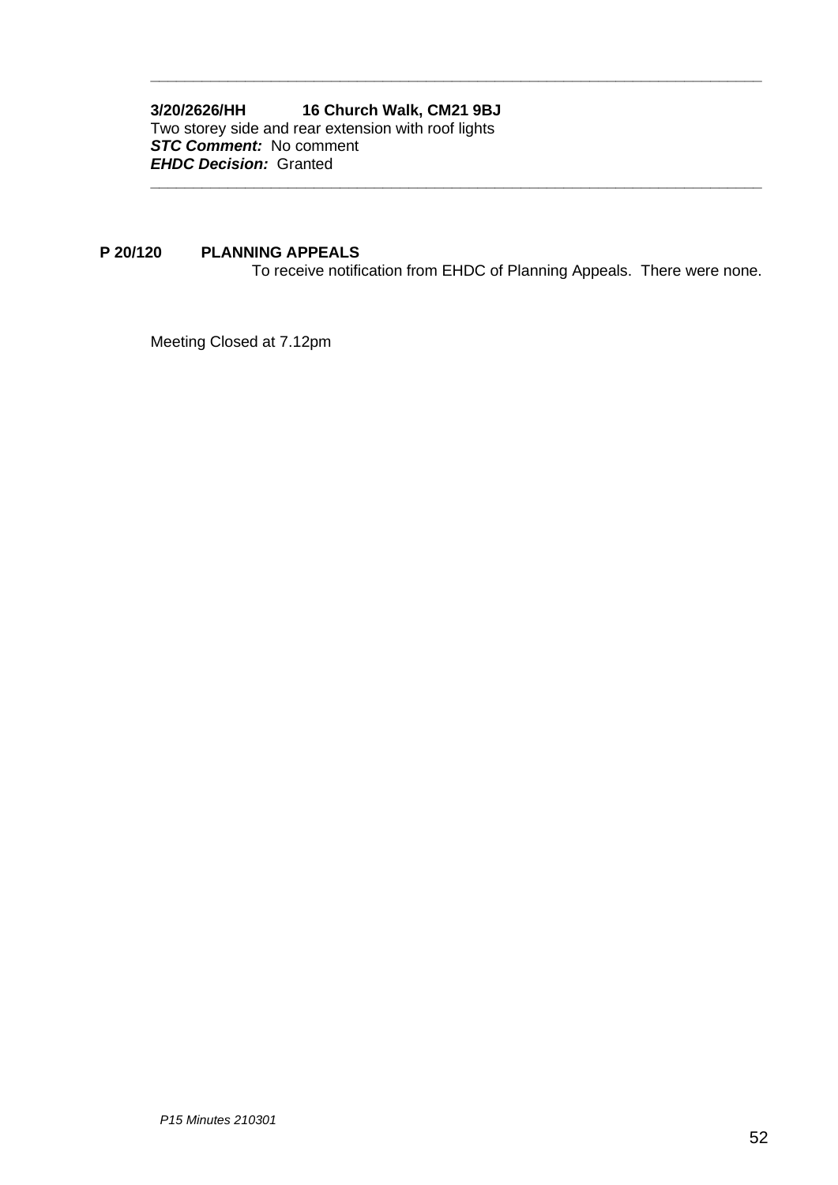---

**3/20/2626/HH 16 Church Walk, CM21 9BJ**
Two storey side and rear extension with roof lights
***STC Comment:*** No comment
***EHDC Decision:*** Granted

---

**P 20/120 PLANNING APPEALS**

To receive notification from EHDC of Planning Appeals. There were none.

Meeting Closed at 7.12pm